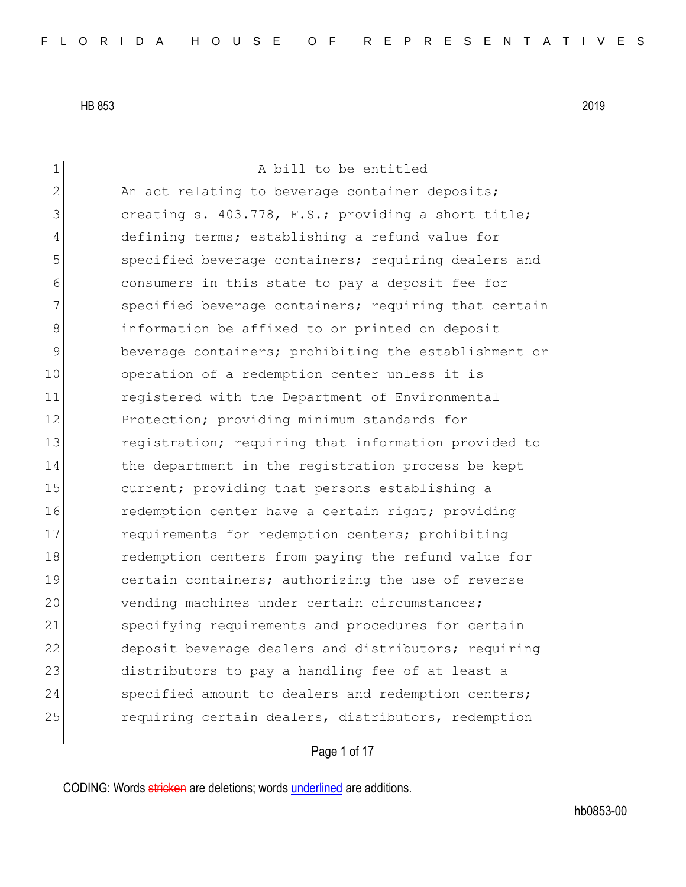HB 853 2019

A bill to be entitled

An act relating to beverage container deposits; creating s. 403.778, F.S.; providing a short title; defining terms; establishing a refund value for specified beverage containers; requiring dealers and consumers in this state to pay a deposit fee for specified beverage containers; requiring that certain information be affixed to or printed on deposit beverage containers; prohibiting the establishment or operation of a redemption center unless it is registered with the Department of Environmental Protection; providing minimum standards for registration; requiring that information provided to the department in the registration process be kept current; providing that persons establishing a redemption center have a certain right; providing requirements for redemption centers; prohibiting redemption centers from paying the refund value for certain containers; authorizing the use of reverse vending machines under certain circumstances; specifying requirements and procedures for certain deposit beverage dealers and distributors; requiring distributors to pay a handling fee of at least a specified amount to dealers and redemption centers; requiring certain dealers, distributors, redemption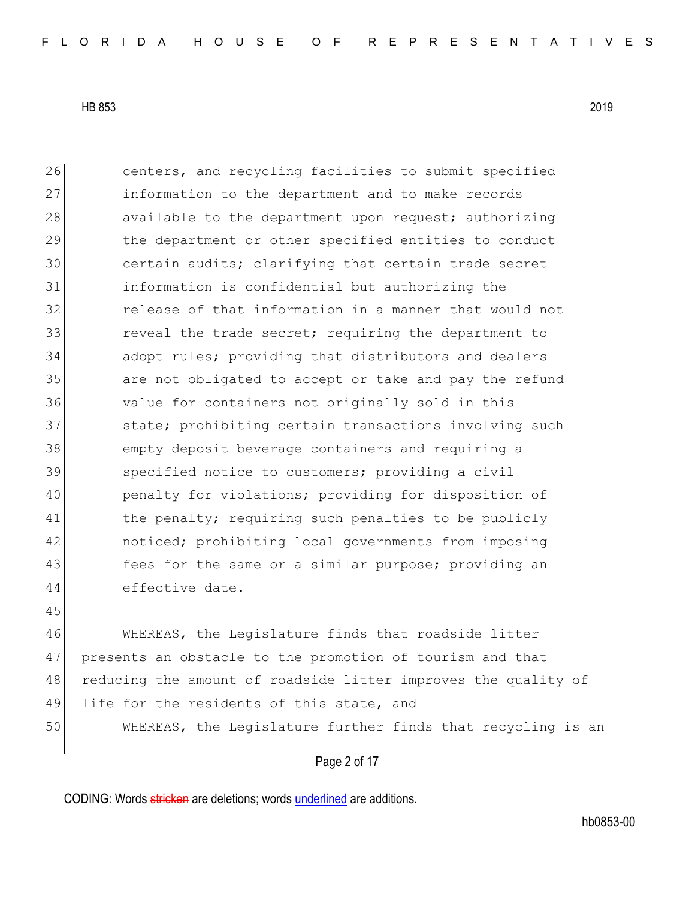centers, and recycling facilities to submit specified information to the department and to make records available to the department upon request; authorizing the department or other specified entities to conduct certain audits; clarifying that certain trade secret information is confidential but authorizing the release of that information in a manner that would not reveal the trade secret; requiring the department to adopt rules; providing that distributors and dealers are not obligated to accept or take and pay the refund value for containers not originally sold in this state; prohibiting certain transactions involving such empty deposit beverage containers and requiring a specified notice to customers; providing a civil penalty for violations; providing for disposition of the penalty; requiring such penalties to be publicly noticed; prohibiting local governments from imposing fees for the same or a similar purpose; providing an effective date.

WHEREAS, the Legislature finds that roadside litter presents an obstacle to the promotion of tourism and that reducing the amount of roadside litter improves the quality of life for the residents of this state, and

WHEREAS, the Legislature further finds that recycling is an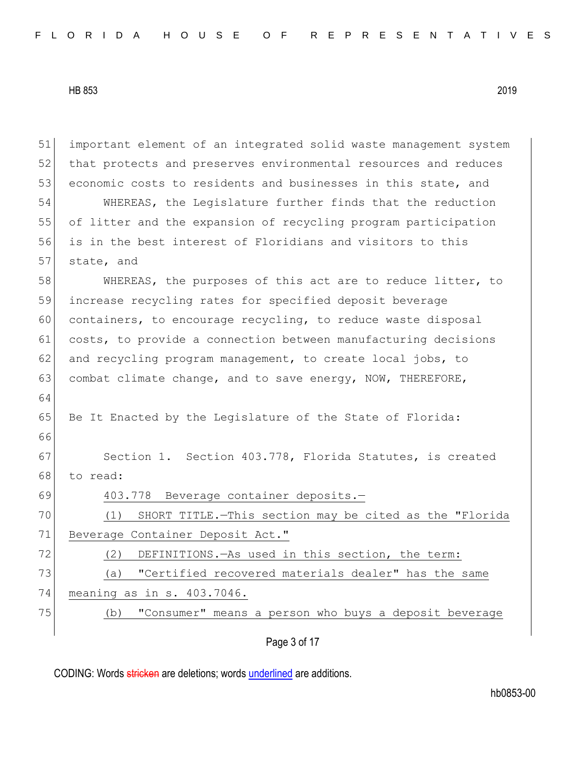important element of an integrated solid waste management system that protects and preserves environmental resources and reduces economic costs to residents and businesses in this state, and

WHEREAS, the Legislature further finds that the reduction of litter and the expansion of recycling program participation is in the best interest of Floridians and visitors to this state, and

WHEREAS, the purposes of this act are to reduce litter, to increase recycling rates for specified deposit beverage containers, to encourage recycling, to reduce waste disposal costs, to provide a connection between manufacturing decisions and recycling program management, to create local jobs, to combat climate change, and to save energy, NOW, THEREFORE,

Be It Enacted by the Legislature of the State of Florida:

Section 1. Section 403.778, Florida Statutes, is created to read:

403.778 Beverage container deposits.—

(1) SHORT TITLE.—This section may be cited as the "Florida Beverage Container Deposit Act."

(2) DEFINITIONS.—As used in this section, the term:

(a) "Certified recovered materials dealer" has the same meaning as in s. 403.7046.

(b) "Consumer" means a person who buys a deposit beverage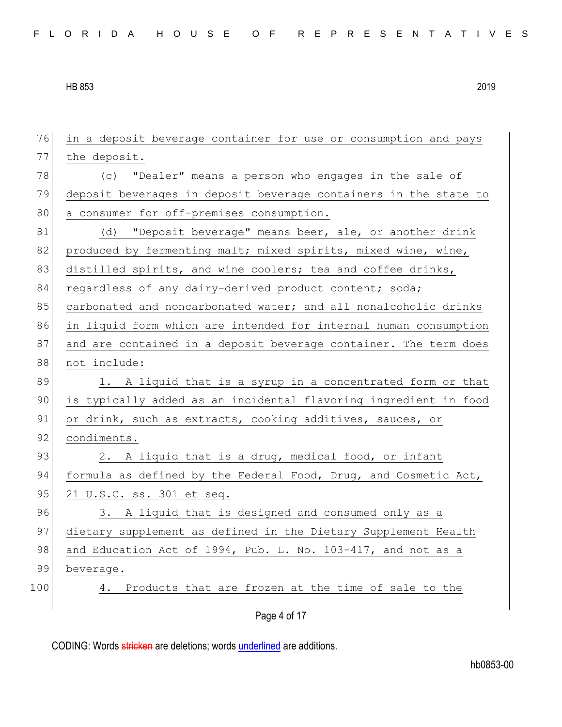in a deposit beverage container for use or consumption and pays the deposit.

(c) "Dealer" means a person who engages in the sale of deposit beverages in deposit beverage containers in the state to a consumer for off-premises consumption.

(d) "Deposit beverage" means beer, ale, or another drink produced by fermenting malt; mixed spirits, mixed wine, wine, distilled spirits, and wine coolers; tea and coffee drinks, regardless of any dairy-derived product content; soda; carbonated and noncarbonated water; and all nonalcoholic drinks in liquid form which are intended for internal human consumption and are contained in a deposit beverage container. The term does not include:

1. A liquid that is a syrup in a concentrated form or that is typically added as an incidental flavoring ingredient in food or drink, such as extracts, cooking additives, sauces, or condiments.

2. A liquid that is a drug, medical food, or infant formula as defined by the Federal Food, Drug, and Cosmetic Act, 21 U.S.C. ss. 301 et seq.

3. A liquid that is designed and consumed only as a dietary supplement as defined in the Dietary Supplement Health and Education Act of 1994, Pub. L. No. 103-417, and not as a beverage.

4. Products that are frozen at the time of sale to the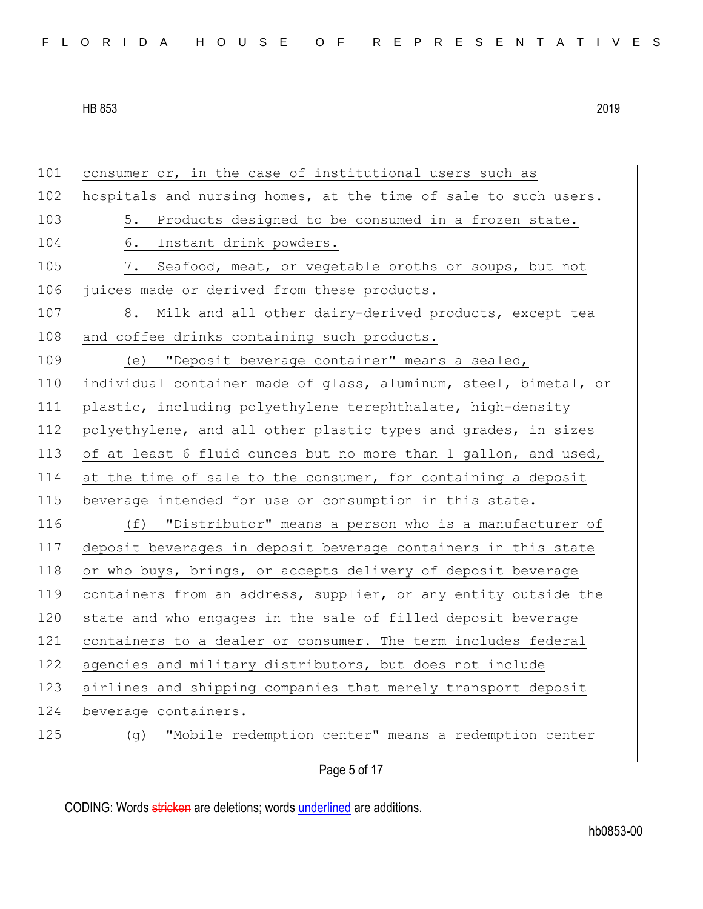consumer or, in the case of institutional users such as hospitals and nursing homes, at the time of sale to such users.

5. Products designed to be consumed in a frozen state.

6. Instant drink powders.

7. Seafood, meat, or vegetable broths or soups, but not juices made or derived from these products.

8. Milk and all other dairy-derived products, except tea and coffee drinks containing such products.

(e) "Deposit beverage container" means a sealed, individual container made of glass, aluminum, steel, bimetal, or plastic, including polyethylene terephthalate, high-density polyethylene, and all other plastic types and grades, in sizes of at least 6 fluid ounces but no more than 1 gallon, and used, at the time of sale to the consumer, for containing a deposit beverage intended for use or consumption in this state.

(f) "Distributor" means a person who is a manufacturer of deposit beverages in deposit beverage containers in this state or who buys, brings, or accepts delivery of deposit beverage containers from an address, supplier, or any entity outside the state and who engages in the sale of filled deposit beverage containers to a dealer or consumer. The term includes federal agencies and military distributors, but does not include airlines and shipping companies that merely transport deposit beverage containers.

(g) "Mobile redemption center" means a redemption center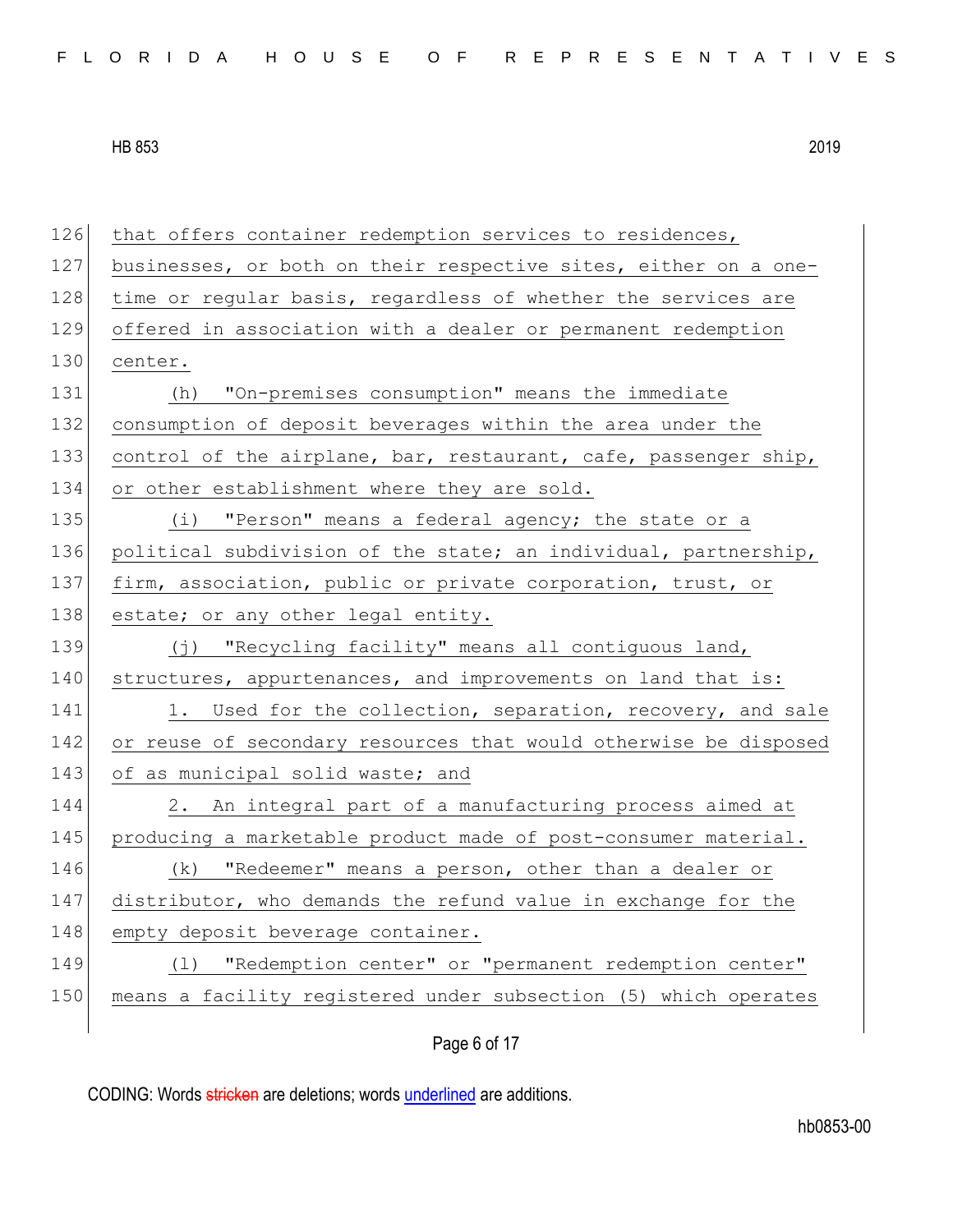that offers container redemption services to residences, businesses, or both on their respective sites, either on a one-time or regular basis, regardless of whether the services are offered in association with a dealer or permanent redemption center.

(h) "On-premises consumption" means the immediate consumption of deposit beverages within the area under the control of the airplane, bar, restaurant, cafe, passenger ship, or other establishment where they are sold.

(i) "Person" means a federal agency; the state or a political subdivision of the state; an individual, partnership, firm, association, public or private corporation, trust, or estate; or any other legal entity.

(j) "Recycling facility" means all contiguous land, structures, appurtenances, and improvements on land that is:

1. Used for the collection, separation, recovery, and sale or reuse of secondary resources that would otherwise be disposed of as municipal solid waste; and

2. An integral part of a manufacturing process aimed at producing a marketable product made of post-consumer material.

(k) "Redeemer" means a person, other than a dealer or distributor, who demands the refund value in exchange for the empty deposit beverage container.

(l) "Redemption center" or "permanent redemption center" means a facility registered under subsection (5) which operates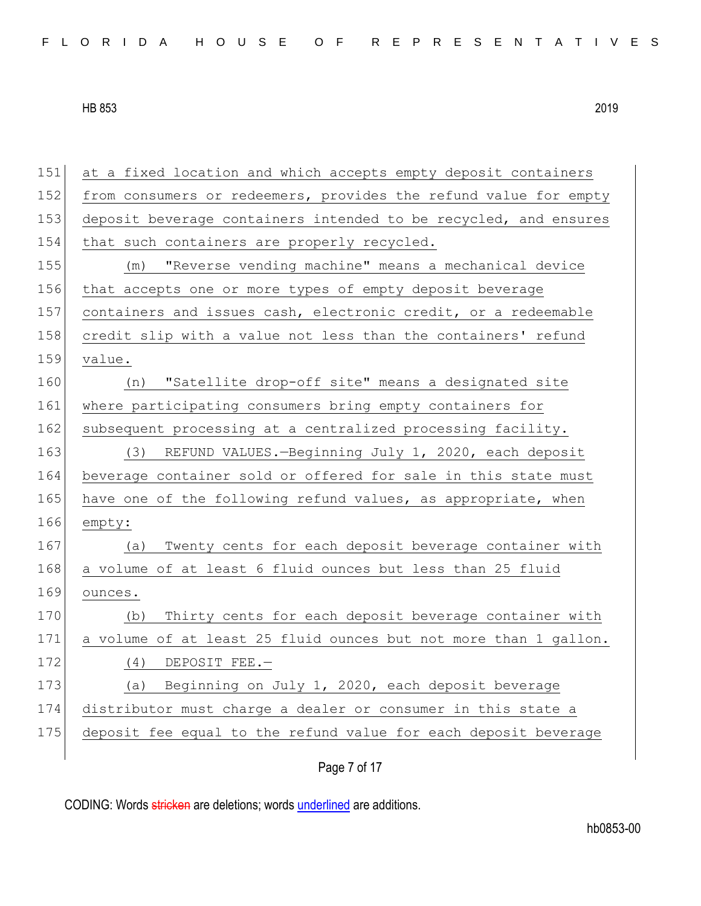at a fixed location and which accepts empty deposit containers from consumers or redeemers, provides the refund value for empty deposit beverage containers intended to be recycled, and ensures that such containers are properly recycled.

(m) "Reverse vending machine" means a mechanical device that accepts one or more types of empty deposit beverage containers and issues cash, electronic credit, or a redeemable credit slip with a value not less than the containers' refund value.

(n) "Satellite drop-off site" means a designated site where participating consumers bring empty containers for subsequent processing at a centralized processing facility.

(3) REFUND VALUES.—Beginning July 1, 2020, each deposit beverage container sold or offered for sale in this state must have one of the following refund values, as appropriate, when empty:

(a) Twenty cents for each deposit beverage container with a volume of at least 6 fluid ounces but less than 25 fluid ounces.

(b) Thirty cents for each deposit beverage container with a volume of at least 25 fluid ounces but not more than 1 gallon.

(4) DEPOSIT FEE.—

(a) Beginning on July 1, 2020, each deposit beverage distributor must charge a dealer or consumer in this state a deposit fee equal to the refund value for each deposit beverage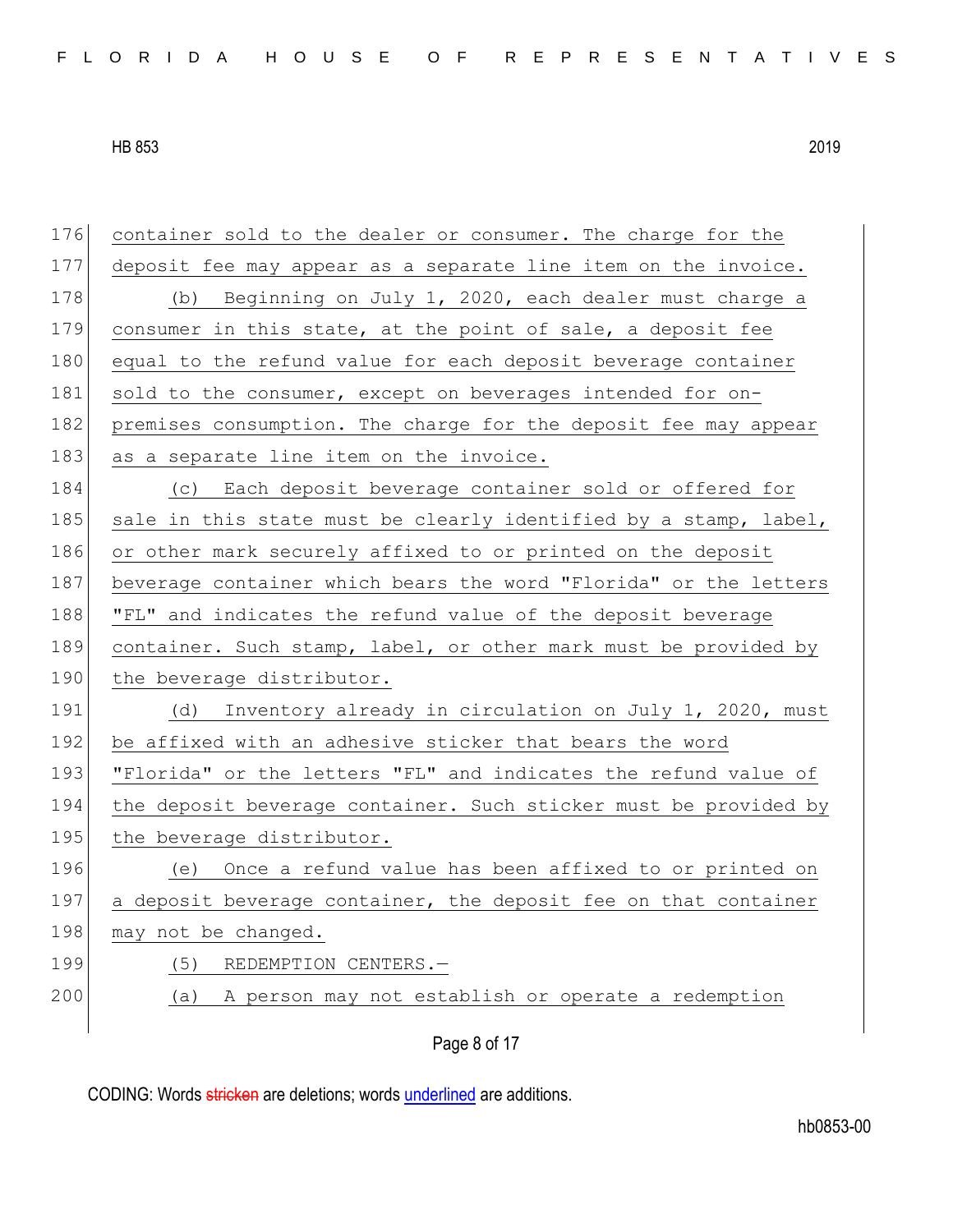container sold to the dealer or consumer. The charge for the deposit fee may appear as a separate line item on the invoice.

(b) Beginning on July 1, 2020, each dealer must charge a consumer in this state, at the point of sale, a deposit fee equal to the refund value for each deposit beverage container sold to the consumer, except on beverages intended for on-premises consumption. The charge for the deposit fee may appear as a separate line item on the invoice.

(c) Each deposit beverage container sold or offered for sale in this state must be clearly identified by a stamp, label, or other mark securely affixed to or printed on the deposit beverage container which bears the word "Florida" or the letters "FL" and indicates the refund value of the deposit beverage container. Such stamp, label, or other mark must be provided by the beverage distributor.

(d) Inventory already in circulation on July 1, 2020, must be affixed with an adhesive sticker that bears the word "Florida" or the letters "FL" and indicates the refund value of the deposit beverage container. Such sticker must be provided by the beverage distributor.

(e) Once a refund value has been affixed to or printed on a deposit beverage container, the deposit fee on that container may not be changed.

(5) REDEMPTION CENTERS.—

(a) A person may not establish or operate a redemption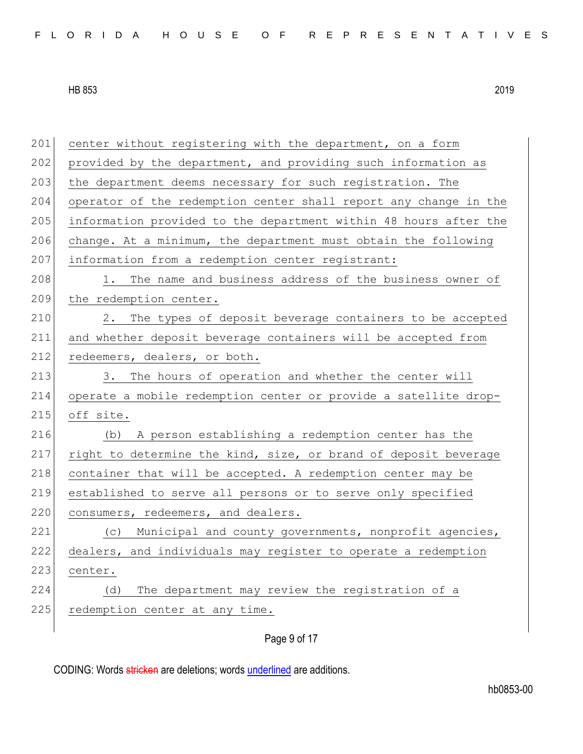center without registering with the department, on a form provided by the department, and providing such information as the department deems necessary for such registration. The operator of the redemption center shall report any change in the information provided to the department within 48 hours after the change. At a minimum, the department must obtain the following information from a redemption center registrant:

1. The name and business address of the business owner of the redemption center.

2. The types of deposit beverage containers to be accepted and whether deposit beverage containers will be accepted from redeemers, dealers, or both.

3. The hours of operation and whether the center will operate a mobile redemption center or provide a satellite drop-off site.

(b) A person establishing a redemption center has the right to determine the kind, size, or brand of deposit beverage container that will be accepted. A redemption center may be established to serve all persons or to serve only specified consumers, redeemers, and dealers.

(c) Municipal and county governments, nonprofit agencies, dealers, and individuals may register to operate a redemption center.

(d) The department may review the registration of a redemption center at any time.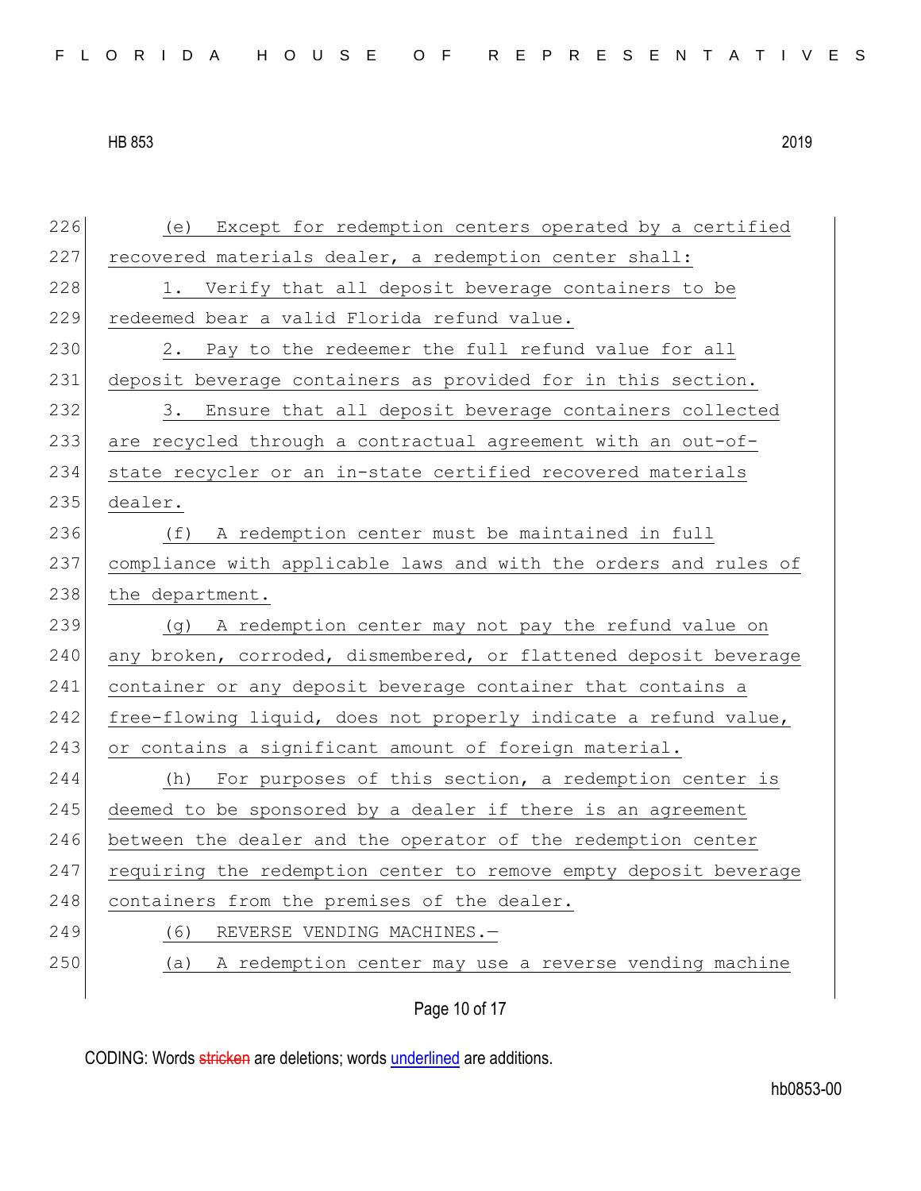(e) Except for redemption centers operated by a certified recovered materials dealer, a redemption center shall:

1. Verify that all deposit beverage containers to be redeemed bear a valid Florida refund value.

2. Pay to the redeemer the full refund value for all deposit beverage containers as provided for in this section.

3. Ensure that all deposit beverage containers collected are recycled through a contractual agreement with an out-of-state recycler or an in-state certified recovered materials dealer.

(f) A redemption center must be maintained in full compliance with applicable laws and with the orders and rules of the department.

(g) A redemption center may not pay the refund value on any broken, corroded, dismembered, or flattened deposit beverage container or any deposit beverage container that contains a free-flowing liquid, does not properly indicate a refund value, or contains a significant amount of foreign material.

(h) For purposes of this section, a redemption center is deemed to be sponsored by a dealer if there is an agreement between the dealer and the operator of the redemption center requiring the redemption center to remove empty deposit beverage containers from the premises of the dealer.

(6) REVERSE VENDING MACHINES.—

(a) A redemption center may use a reverse vending machine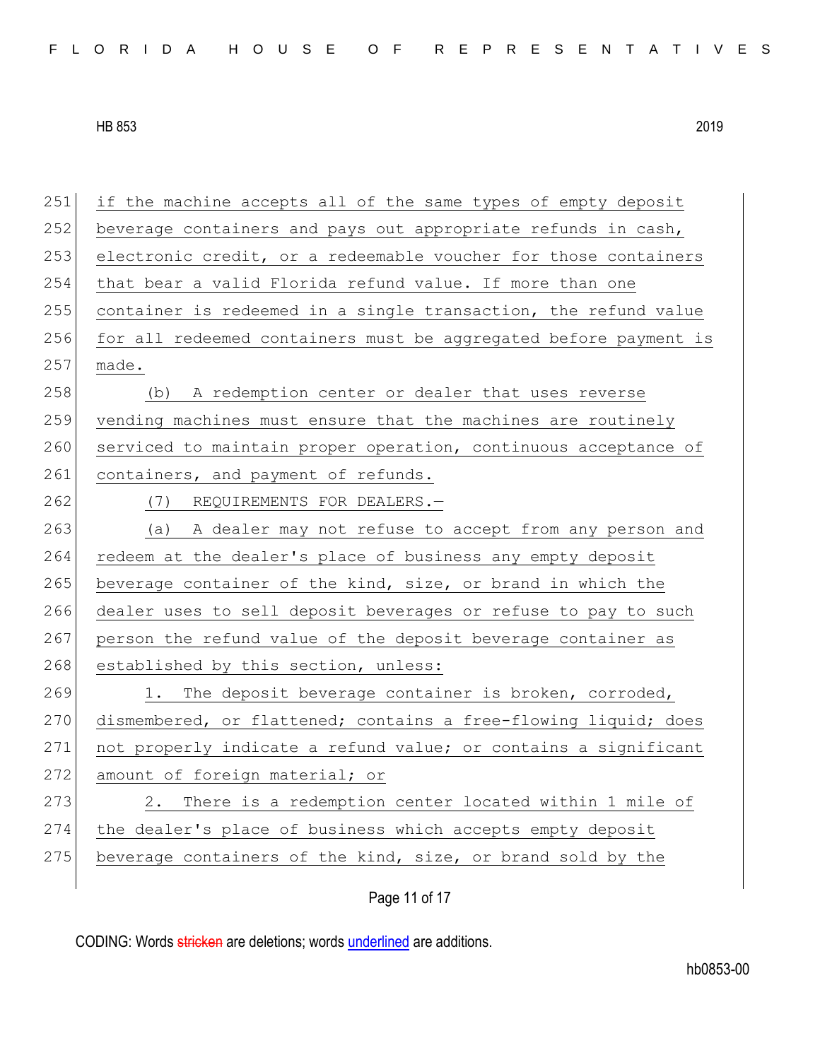if the machine accepts all of the same types of empty deposit beverage containers and pays out appropriate refunds in cash, electronic credit, or a redeemable voucher for those containers that bear a valid Florida refund value. If more than one container is redeemed in a single transaction, the refund value for all redeemed containers must be aggregated before payment is made.

(b) A redemption center or dealer that uses reverse vending machines must ensure that the machines are routinely serviced to maintain proper operation, continuous acceptance of containers, and payment of refunds.

(7) REQUIREMENTS FOR DEALERS.—

(a) A dealer may not refuse to accept from any person and redeem at the dealer's place of business any empty deposit beverage container of the kind, size, or brand in which the dealer uses to sell deposit beverages or refuse to pay to such person the refund value of the deposit beverage container as established by this section, unless:

1. The deposit beverage container is broken, corroded, dismembered, or flattened; contains a free-flowing liquid; does not properly indicate a refund value; or contains a significant amount of foreign material; or

2. There is a redemption center located within 1 mile of the dealer's place of business which accepts empty deposit beverage containers of the kind, size, or brand sold by the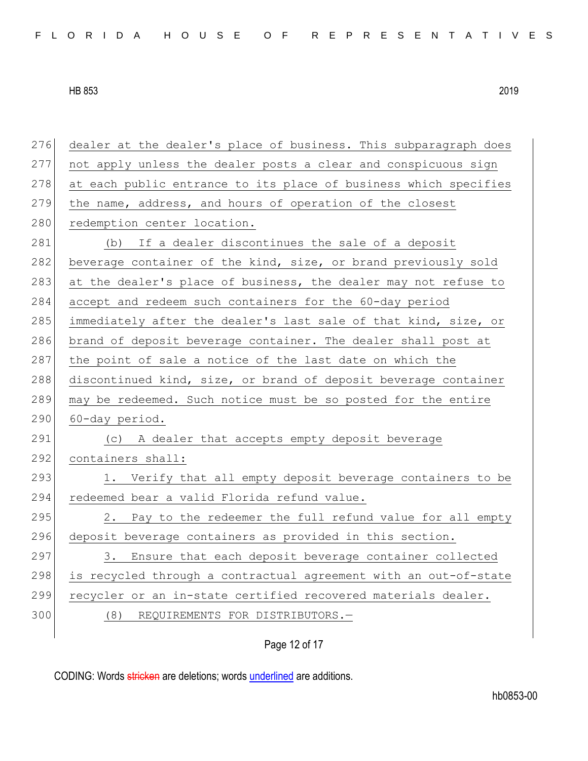dealer at the dealer's place of business. This subparagraph does not apply unless the dealer posts a clear and conspicuous sign at each public entrance to its place of business which specifies the name, address, and hours of operation of the closest redemption center location.

(b) If a dealer discontinues the sale of a deposit beverage container of the kind, size, or brand previously sold at the dealer's place of business, the dealer may not refuse to accept and redeem such containers for the 60-day period immediately after the dealer's last sale of that kind, size, or brand of deposit beverage container. The dealer shall post at the point of sale a notice of the last date on which the discontinued kind, size, or brand of deposit beverage container may be redeemed. Such notice must be so posted for the entire 60-day period.

(c) A dealer that accepts empty deposit beverage containers shall:

1. Verify that all empty deposit beverage containers to be redeemed bear a valid Florida refund value.

2. Pay to the redeemer the full refund value for all empty deposit beverage containers as provided in this section.

3. Ensure that each deposit beverage container collected is recycled through a contractual agreement with an out-of-state recycler or an in-state certified recovered materials dealer.

(8) REQUIREMENTS FOR DISTRIBUTORS.—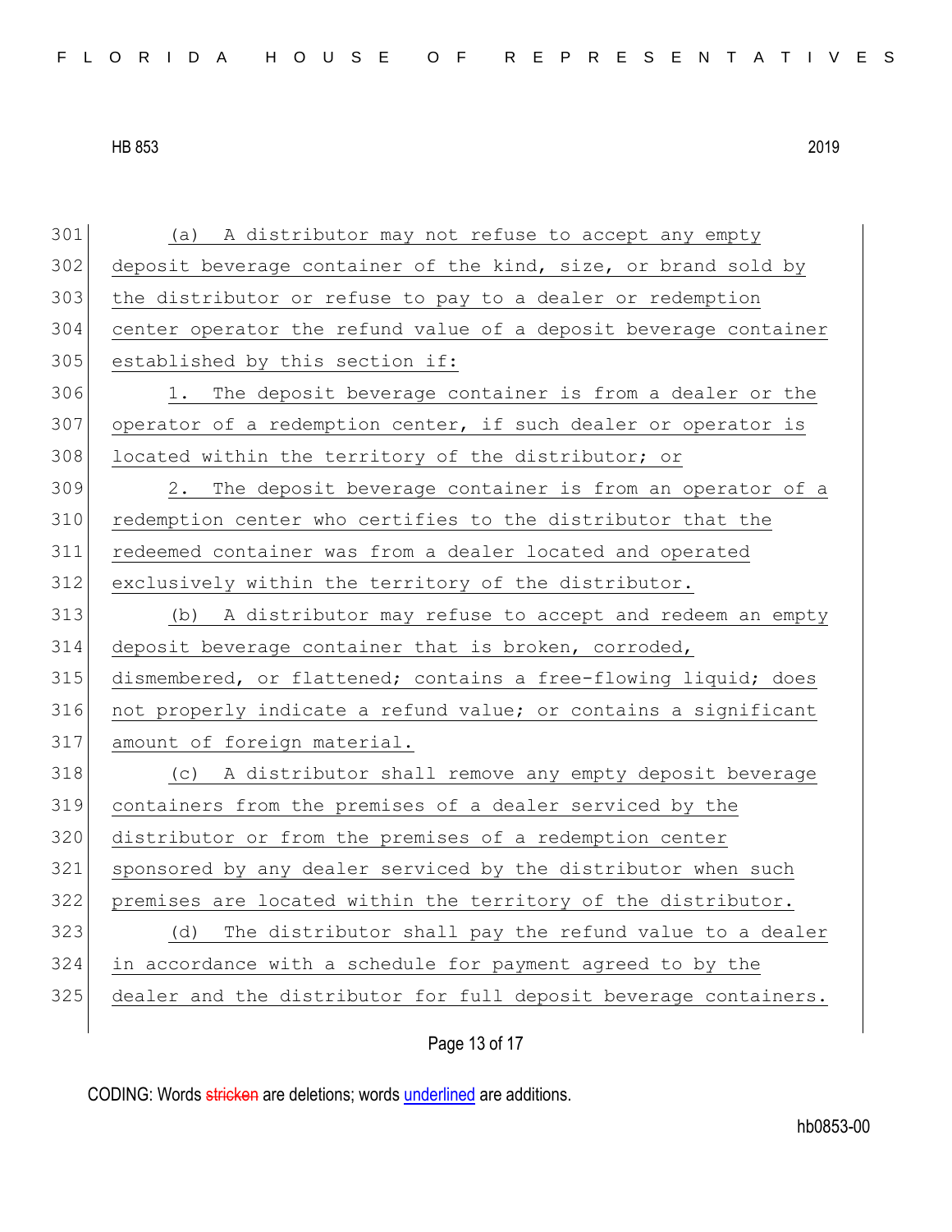(a) A distributor may not refuse to accept any empty deposit beverage container of the kind, size, or brand sold by the distributor or refuse to pay to a dealer or redemption center operator the refund value of a deposit beverage container established by this section if:

1. The deposit beverage container is from a dealer or the operator of a redemption center, if such dealer or operator is located within the territory of the distributor; or

2. The deposit beverage container is from an operator of a redemption center who certifies to the distributor that the redeemed container was from a dealer located and operated exclusively within the territory of the distributor.

(b) A distributor may refuse to accept and redeem an empty deposit beverage container that is broken, corroded, dismembered, or flattened; contains a free-flowing liquid; does not properly indicate a refund value; or contains a significant amount of foreign material.

(c) A distributor shall remove any empty deposit beverage containers from the premises of a dealer serviced by the distributor or from the premises of a redemption center sponsored by any dealer serviced by the distributor when such premises are located within the territory of the distributor.

(d) The distributor shall pay the refund value to a dealer in accordance with a schedule for payment agreed to by the dealer and the distributor for full deposit beverage containers.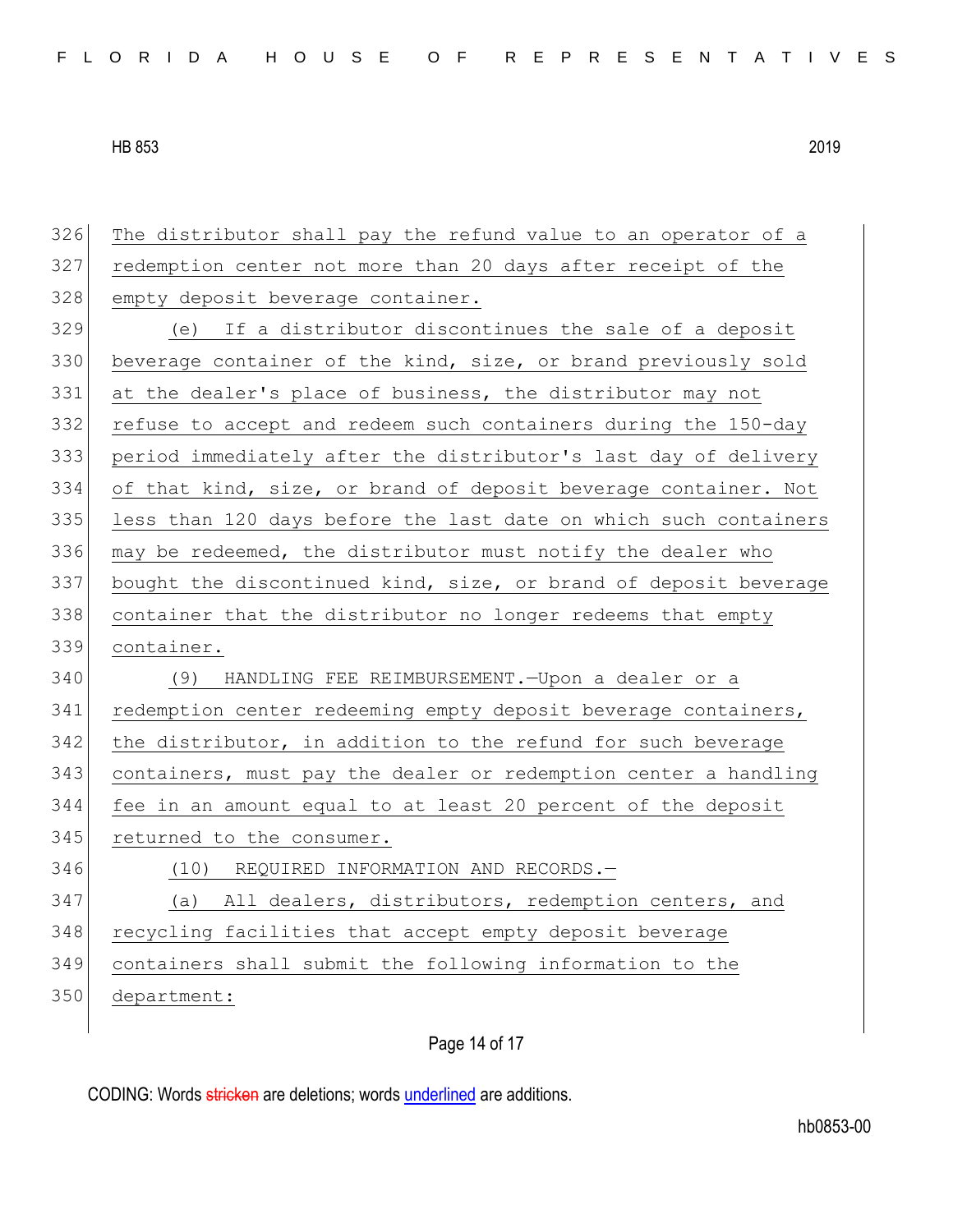The distributor shall pay the refund value to an operator of a redemption center not more than 20 days after receipt of the empty deposit beverage container.

(e) If a distributor discontinues the sale of a deposit beverage container of the kind, size, or brand previously sold at the dealer's place of business, the distributor may not refuse to accept and redeem such containers during the 150-day period immediately after the distributor's last day of delivery of that kind, size, or brand of deposit beverage container. Not less than 120 days before the last date on which such containers may be redeemed, the distributor must notify the dealer who bought the discontinued kind, size, or brand of deposit beverage container that the distributor no longer redeems that empty container.

(9) HANDLING FEE REIMBURSEMENT.—Upon a dealer or a redemption center redeeming empty deposit beverage containers, the distributor, in addition to the refund for such beverage containers, must pay the dealer or redemption center a handling fee in an amount equal to at least 20 percent of the deposit returned to the consumer.

(10) REQUIRED INFORMATION AND RECORDS.—

(a) All dealers, distributors, redemption centers, and recycling facilities that accept empty deposit beverage containers shall submit the following information to the department: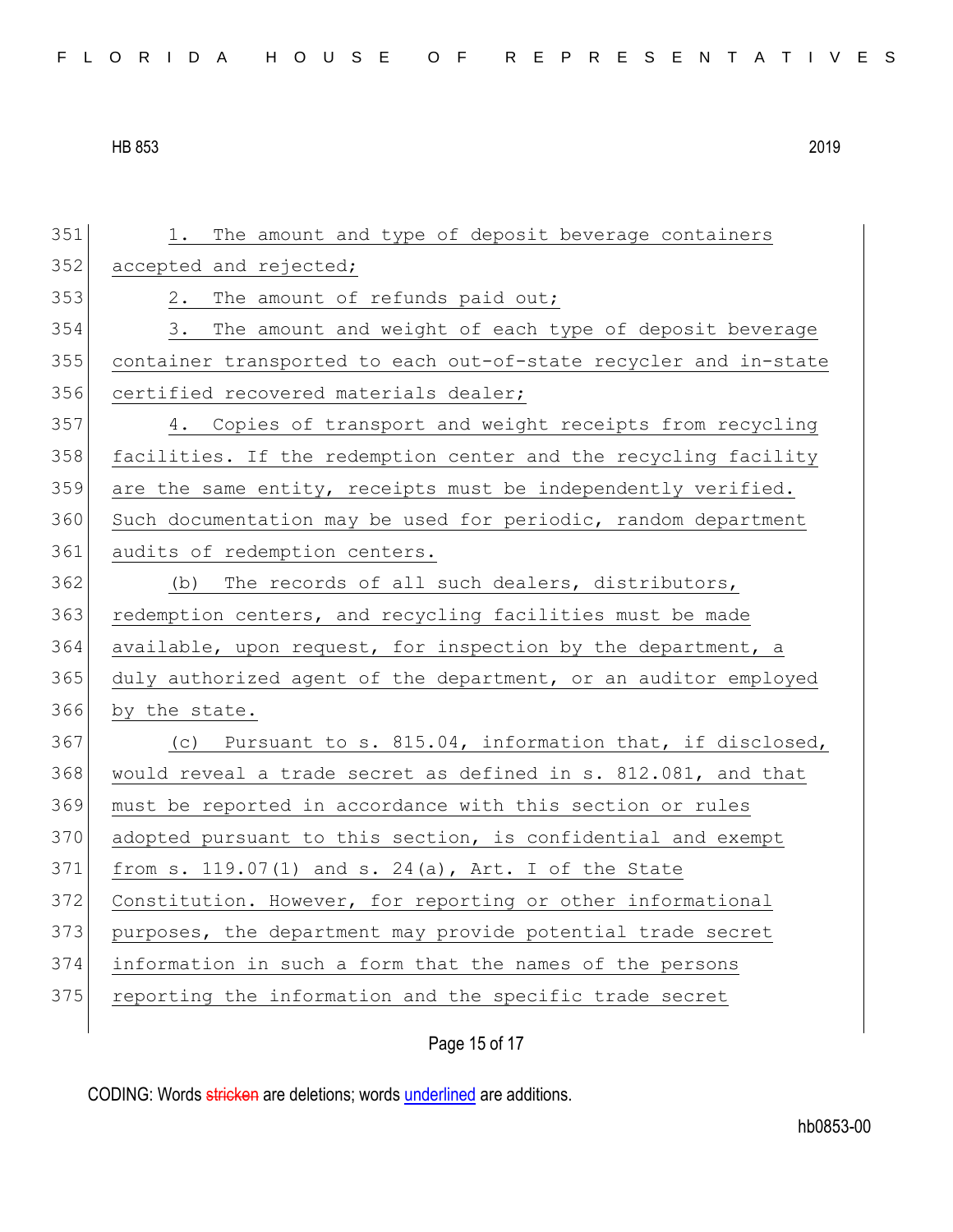1. The amount and type of deposit beverage containers accepted and rejected;

2. The amount of refunds paid out;

3. The amount and weight of each type of deposit beverage container transported to each out-of-state recycler and in-state certified recovered materials dealer;

4. Copies of transport and weight receipts from recycling facilities. If the redemption center and the recycling facility are the same entity, receipts must be independently verified. Such documentation may be used for periodic, random department audits of redemption centers.

(b) The records of all such dealers, distributors, redemption centers, and recycling facilities must be made available, upon request, for inspection by the department, a duly authorized agent of the department, or an auditor employed by the state.

(c) Pursuant to s. 815.04, information that, if disclosed, would reveal a trade secret as defined in s. 812.081, and that must be reported in accordance with this section or rules adopted pursuant to this section, is confidential and exempt from s. 119.07(1) and s. 24(a), Art. I of the State Constitution. However, for reporting or other informational purposes, the department may provide potential trade secret information in such a form that the names of the persons reporting the information and the specific trade secret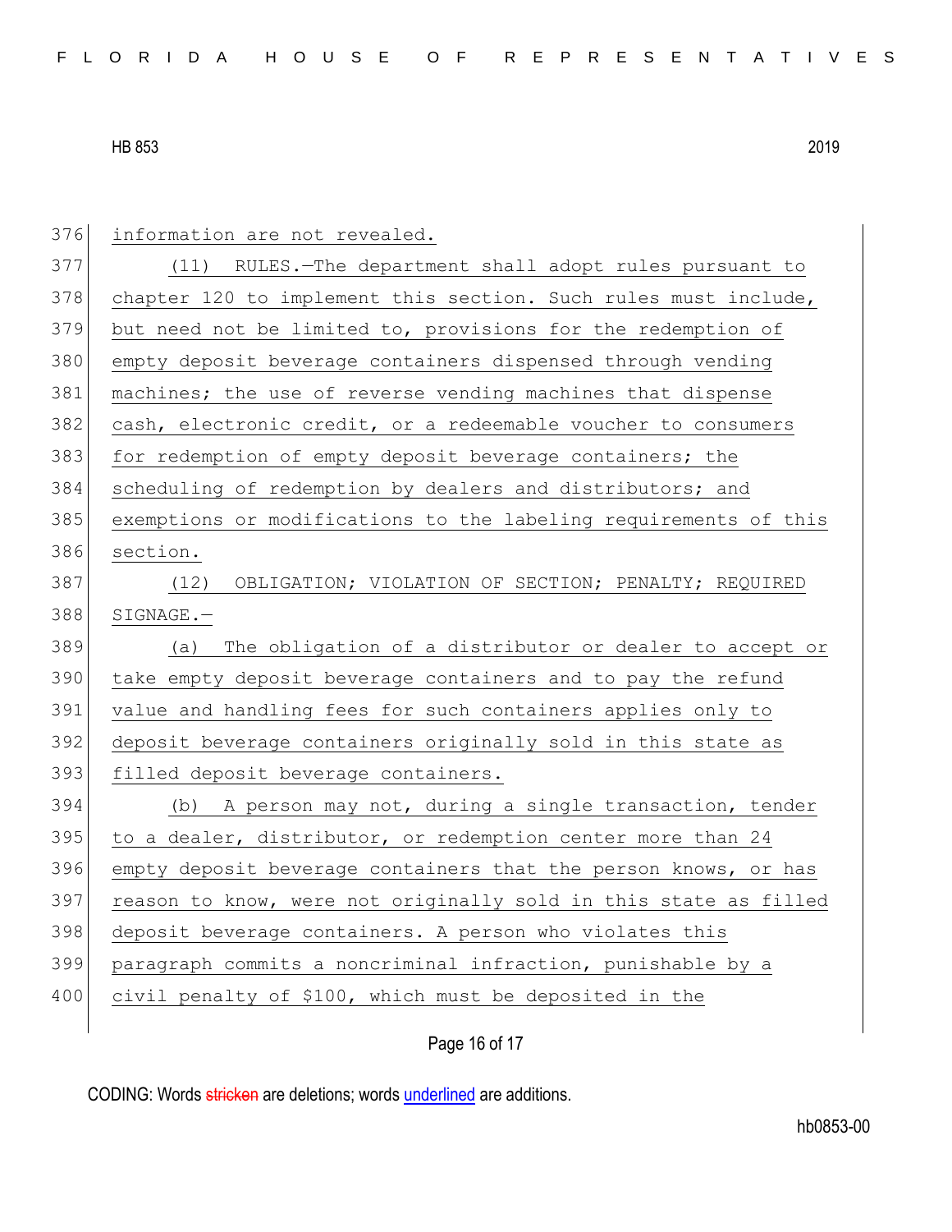information are not revealed.

(11) RULES.—The department shall adopt rules pursuant to chapter 120 to implement this section. Such rules must include, but need not be limited to, provisions for the redemption of empty deposit beverage containers dispensed through vending machines; the use of reverse vending machines that dispense cash, electronic credit, or a redeemable voucher to consumers for redemption of empty deposit beverage containers; the scheduling of redemption by dealers and distributors; and exemptions or modifications to the labeling requirements of this section.

(12) OBLIGATION; VIOLATION OF SECTION; PENALTY; REQUIRED SIGNAGE.—

(a) The obligation of a distributor or dealer to accept or take empty deposit beverage containers and to pay the refund value and handling fees for such containers applies only to deposit beverage containers originally sold in this state as filled deposit beverage containers.

(b) A person may not, during a single transaction, tender to a dealer, distributor, or redemption center more than 24 empty deposit beverage containers that the person knows, or has reason to know, were not originally sold in this state as filled deposit beverage containers. A person who violates this paragraph commits a noncriminal infraction, punishable by a civil penalty of $100, which must be deposited in the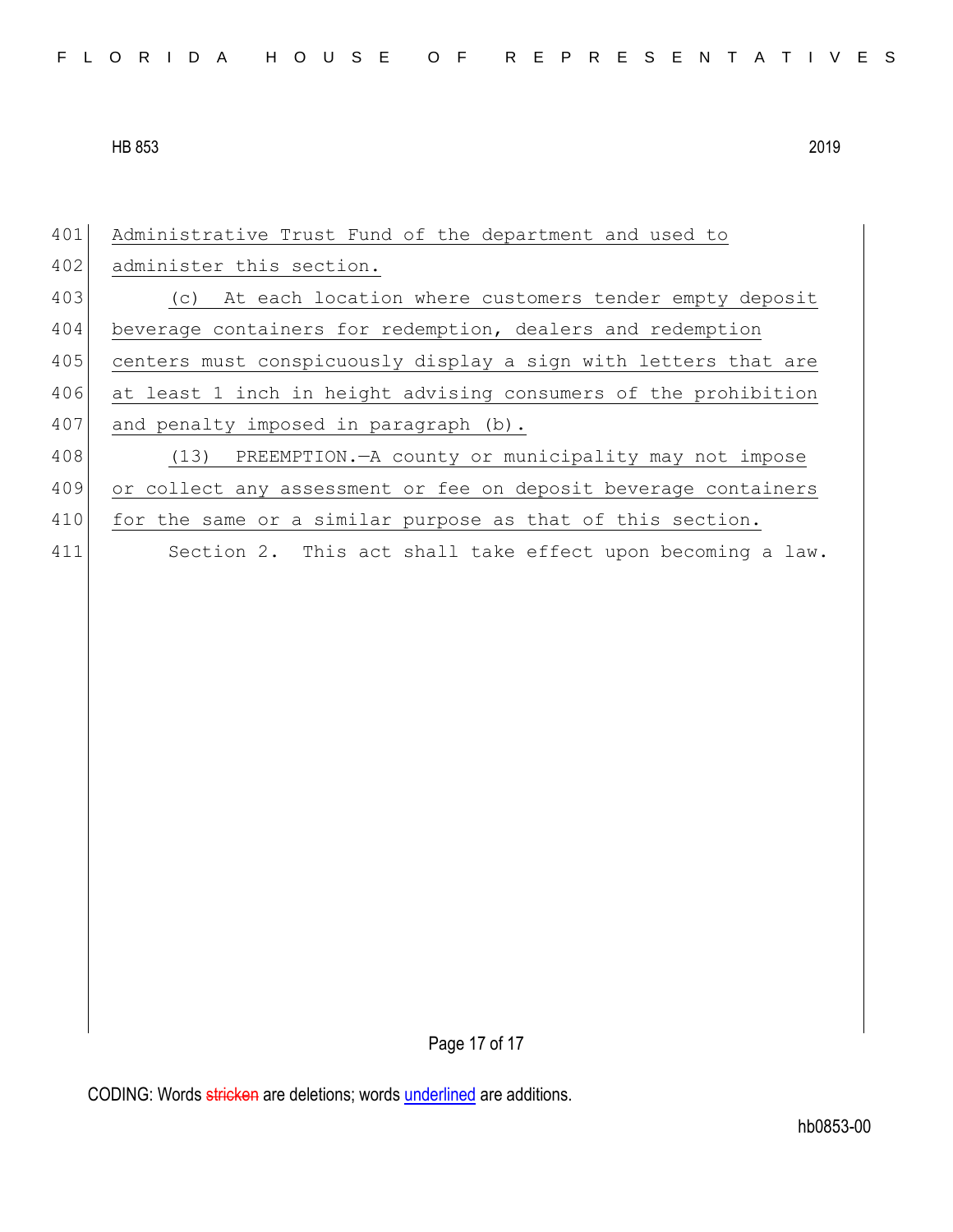401 Administrative Trust Fund of the department and used to
402 administer this section.
403 (c) At each location where customers tender empty deposit
404 beverage containers for redemption, dealers and redemption
405 centers must conspicuously display a sign with letters that are
406 at least 1 inch in height advising consumers of the prohibition
407 and penalty imposed in paragraph (b).
408 (13) PREEMPTION.—A county or municipality may not impose
409 or collect any assessment or fee on deposit beverage containers
410 for the same or a similar purpose as that of this section.
411 Section 2. This act shall take effect upon becoming a law.

CODING: Words stricken are deletions; words underlined are additions.

hb0853-00